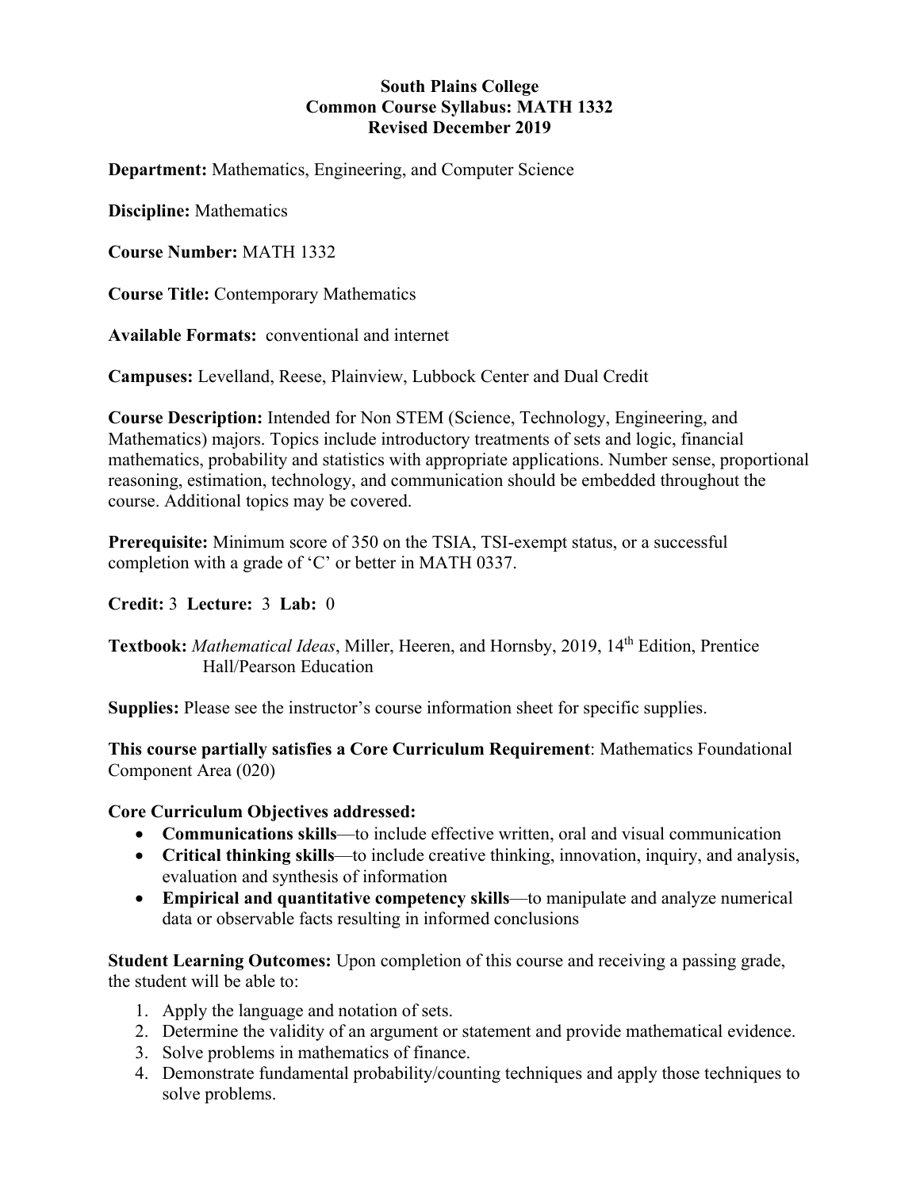**South Plains College**
**Common Course Syllabus: MATH 1332**
**Revised December 2019**

**Department:** Mathematics, Engineering, and Computer Science

**Discipline:** Mathematics

**Course Number:** MATH 1332

**Course Title:** Contemporary Mathematics

**Available Formats:** conventional and internet

**Campuses:** Levelland, Reese, Plainview, Lubbock Center and Dual Credit

**Course Description:** Intended for Non STEM (Science, Technology, Engineering, and Mathematics) majors. Topics include introductory treatments of sets and logic, financial mathematics, probability and statistics with appropriate applications. Number sense, proportional reasoning, estimation, technology, and communication should be embedded throughout the course. Additional topics may be covered.

**Prerequisite:** Minimum score of 350 on the TSIA, TSI-exempt status, or a successful completion with a grade of 'C' or better in MATH 0337.

**Credit:** 3 **Lecture:** 3 **Lab:** 0

**Textbook:** *Mathematical Ideas*, Miller, Heeren, and Hornsby, 2019, 14th Edition, Prentice Hall/Pearson Education

**Supplies:** Please see the instructor's course information sheet for specific supplies.

**This course partially satisfies a Core Curriculum Requirement**: Mathematics Foundational Component Area (020)

**Core Curriculum Objectives addressed:**

- **Communications skills**—to include effective written, oral and visual communication
- **Critical thinking skills**—to include creative thinking, innovation, inquiry, and analysis, evaluation and synthesis of information
- **Empirical and quantitative competency skills**—to manipulate and analyze numerical data or observable facts resulting in informed conclusions

**Student Learning Outcomes:** Upon completion of this course and receiving a passing grade, the student will be able to:

1. Apply the language and notation of sets.
2. Determine the validity of an argument or statement and provide mathematical evidence.
3. Solve problems in mathematics of finance.
4. Demonstrate fundamental probability/counting techniques and apply those techniques to solve problems.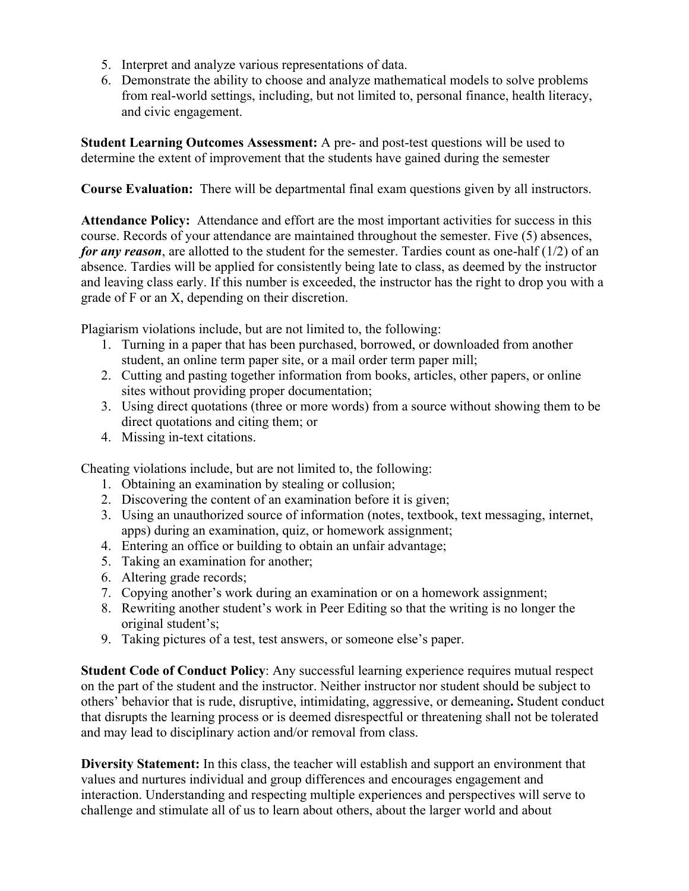5. Interpret and analyze various representations of data.
6. Demonstrate the ability to choose and analyze mathematical models to solve problems from real-world settings, including, but not limited to, personal finance, health literacy, and civic engagement.

**Student Learning Outcomes Assessment:** A pre- and post-test questions will be used to determine the extent of improvement that the students have gained during the semester

**Course Evaluation:** There will be departmental final exam questions given by all instructors.

**Attendance Policy:** Attendance and effort are the most important activities for success in this course. Records of your attendance are maintained throughout the semester. Five (5) absences, ***for any reason***, are allotted to the student for the semester. Tardies count as one-half (1/2) of an absence. Tardies will be applied for consistently being late to class, as deemed by the instructor and leaving class early. If this number is exceeded, the instructor has the right to drop you with a grade of F or an X, depending on their discretion.

Plagiarism violations include, but are not limited to, the following:

1. Turning in a paper that has been purchased, borrowed, or downloaded from another student, an online term paper site, or a mail order term paper mill;
2. Cutting and pasting together information from books, articles, other papers, or online sites without providing proper documentation;
3. Using direct quotations (three or more words) from a source without showing them to be direct quotations and citing them; or
4. Missing in-text citations.

Cheating violations include, but are not limited to, the following:

1. Obtaining an examination by stealing or collusion;
2. Discovering the content of an examination before it is given;
3. Using an unauthorized source of information (notes, textbook, text messaging, internet, apps) during an examination, quiz, or homework assignment;
4. Entering an office or building to obtain an unfair advantage;
5. Taking an examination for another;
6. Altering grade records;
7. Copying another's work during an examination or on a homework assignment;
8. Rewriting another student's work in Peer Editing so that the writing is no longer the original student's;
9. Taking pictures of a test, test answers, or someone else's paper.

**Student Code of Conduct Policy**: Any successful learning experience requires mutual respect on the part of the student and the instructor. Neither instructor nor student should be subject to others' behavior that is rude, disruptive, intimidating, aggressive, or demeaning**.** Student conduct that disrupts the learning process or is deemed disrespectful or threatening shall not be tolerated and may lead to disciplinary action and/or removal from class.

**Diversity Statement:** In this class, the teacher will establish and support an environment that values and nurtures individual and group differences and encourages engagement and interaction. Understanding and respecting multiple experiences and perspectives will serve to challenge and stimulate all of us to learn about others, about the larger world and about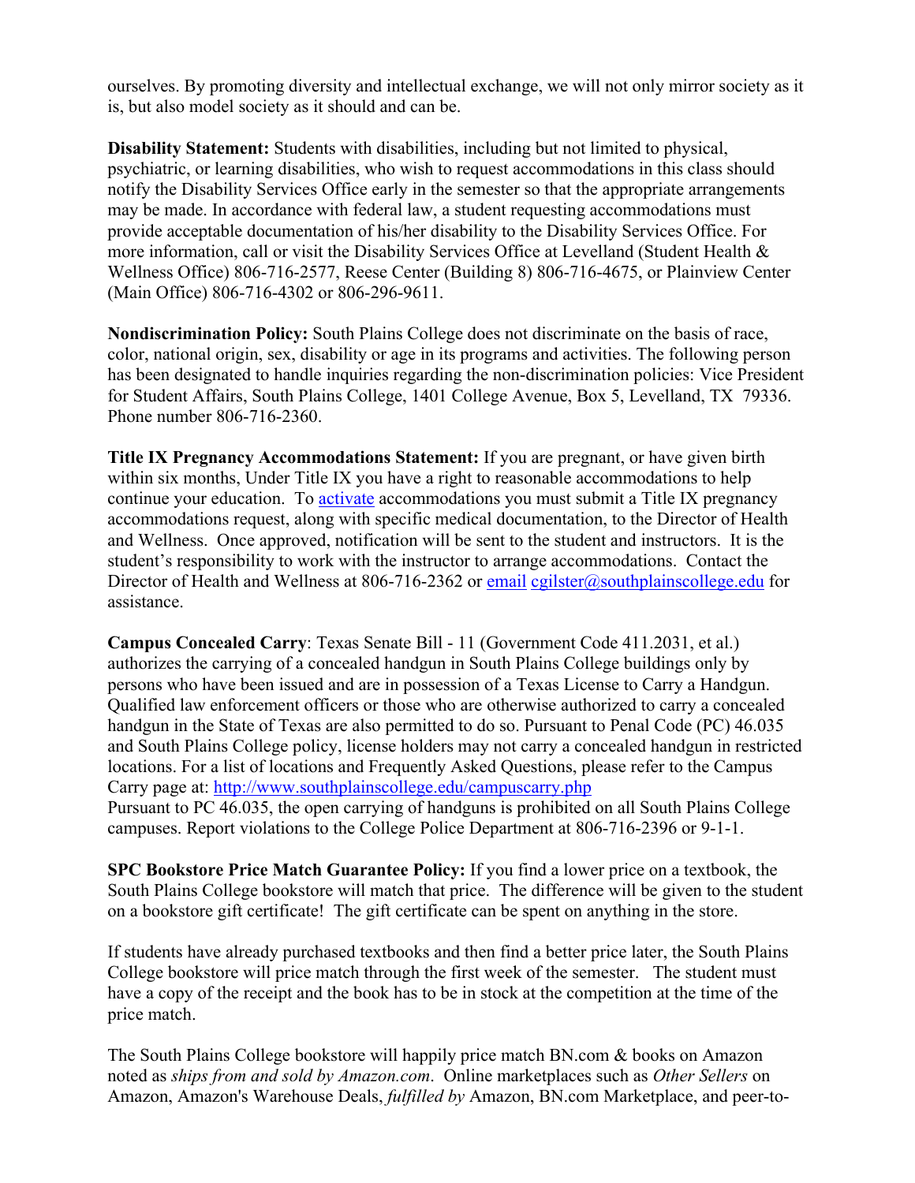ourselves. By promoting diversity and intellectual exchange, we will not only mirror society as it is, but also model society as it should and can be.

**Disability Statement:** Students with disabilities, including but not limited to physical, psychiatric, or learning disabilities, who wish to request accommodations in this class should notify the Disability Services Office early in the semester so that the appropriate arrangements may be made. In accordance with federal law, a student requesting accommodations must provide acceptable documentation of his/her disability to the Disability Services Office. For more information, call or visit the Disability Services Office at Levelland (Student Health & Wellness Office) 806-716-2577, Reese Center (Building 8) 806-716-4675, or Plainview Center (Main Office) 806-716-4302 or 806-296-9611.

**Nondiscrimination Policy:** South Plains College does not discriminate on the basis of race, color, national origin, sex, disability or age in its programs and activities. The following person has been designated to handle inquiries regarding the non-discrimination policies: Vice President for Student Affairs, South Plains College, 1401 College Avenue, Box 5, Levelland, TX 79336. Phone number 806-716-2360.

**Title IX Pregnancy Accommodations Statement:** If you are pregnant, or have given birth within six months, Under Title IX you have a right to reasonable accommodations to help continue your education. To activate accommodations you must submit a Title IX pregnancy accommodations request, along with specific medical documentation, to the Director of Health and Wellness. Once approved, notification will be sent to the student and instructors. It is the student's responsibility to work with the instructor to arrange accommodations. Contact the Director of Health and Wellness at 806-716-2362 or email cgilster@southplainscollege.edu for assistance.

**Campus Concealed Carry**: Texas Senate Bill - 11 (Government Code 411.2031, et al.) authorizes the carrying of a concealed handgun in South Plains College buildings only by persons who have been issued and are in possession of a Texas License to Carry a Handgun. Qualified law enforcement officers or those who are otherwise authorized to carry a concealed handgun in the State of Texas are also permitted to do so. Pursuant to Penal Code (PC) 46.035 and South Plains College policy, license holders may not carry a concealed handgun in restricted locations. For a list of locations and Frequently Asked Questions, please refer to the Campus Carry page at: http://www.southplainscollege.edu/campuscarry.php
Pursuant to PC 46.035, the open carrying of handguns is prohibited on all South Plains College campuses. Report violations to the College Police Department at 806-716-2396 or 9-1-1.

**SPC Bookstore Price Match Guarantee Policy:** If you find a lower price on a textbook, the South Plains College bookstore will match that price. The difference will be given to the student on a bookstore gift certificate! The gift certificate can be spent on anything in the store.

If students have already purchased textbooks and then find a better price later, the South Plains College bookstore will price match through the first week of the semester. The student must have a copy of the receipt and the book has to be in stock at the competition at the time of the price match.

The South Plains College bookstore will happily price match BN.com & books on Amazon noted as *ships from and sold by Amazon.com*. Online marketplaces such as *Other Sellers* on Amazon, Amazon's Warehouse Deals, *fulfilled by* Amazon, BN.com Marketplace, and peer-to-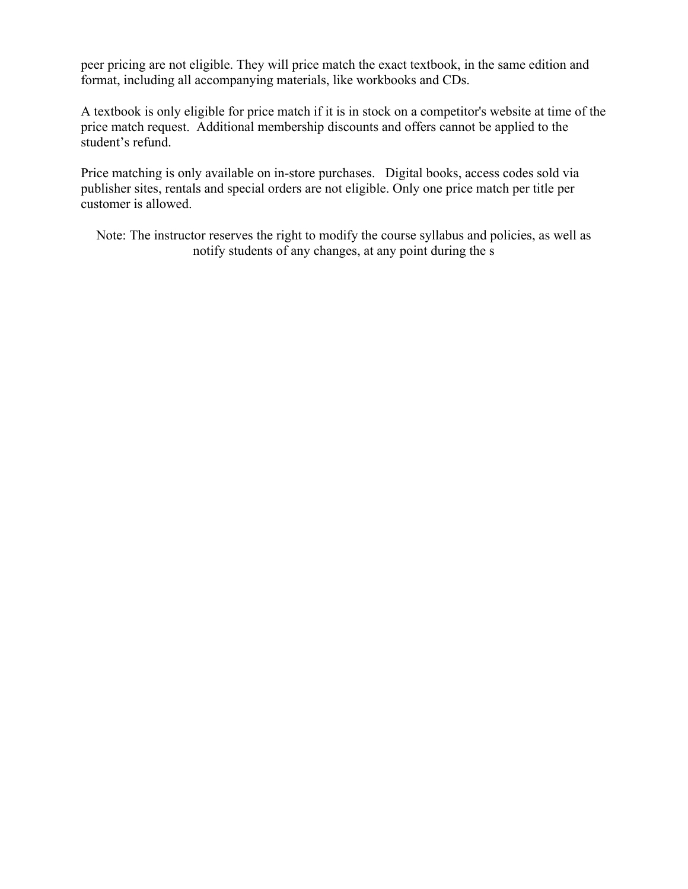peer pricing are not eligible. They will price match the exact textbook, in the same edition and format, including all accompanying materials, like workbooks and CDs.

A textbook is only eligible for price match if it is in stock on a competitor's website at time of the price match request. Additional membership discounts and offers cannot be applied to the student's refund.

Price matching is only available on in-store purchases. Digital books, access codes sold via publisher sites, rentals and special orders are not eligible. Only one price match per title per customer is allowed.

Note: The instructor reserves the right to modify the course syllabus and policies, as well as notify students of any changes, at any point during the s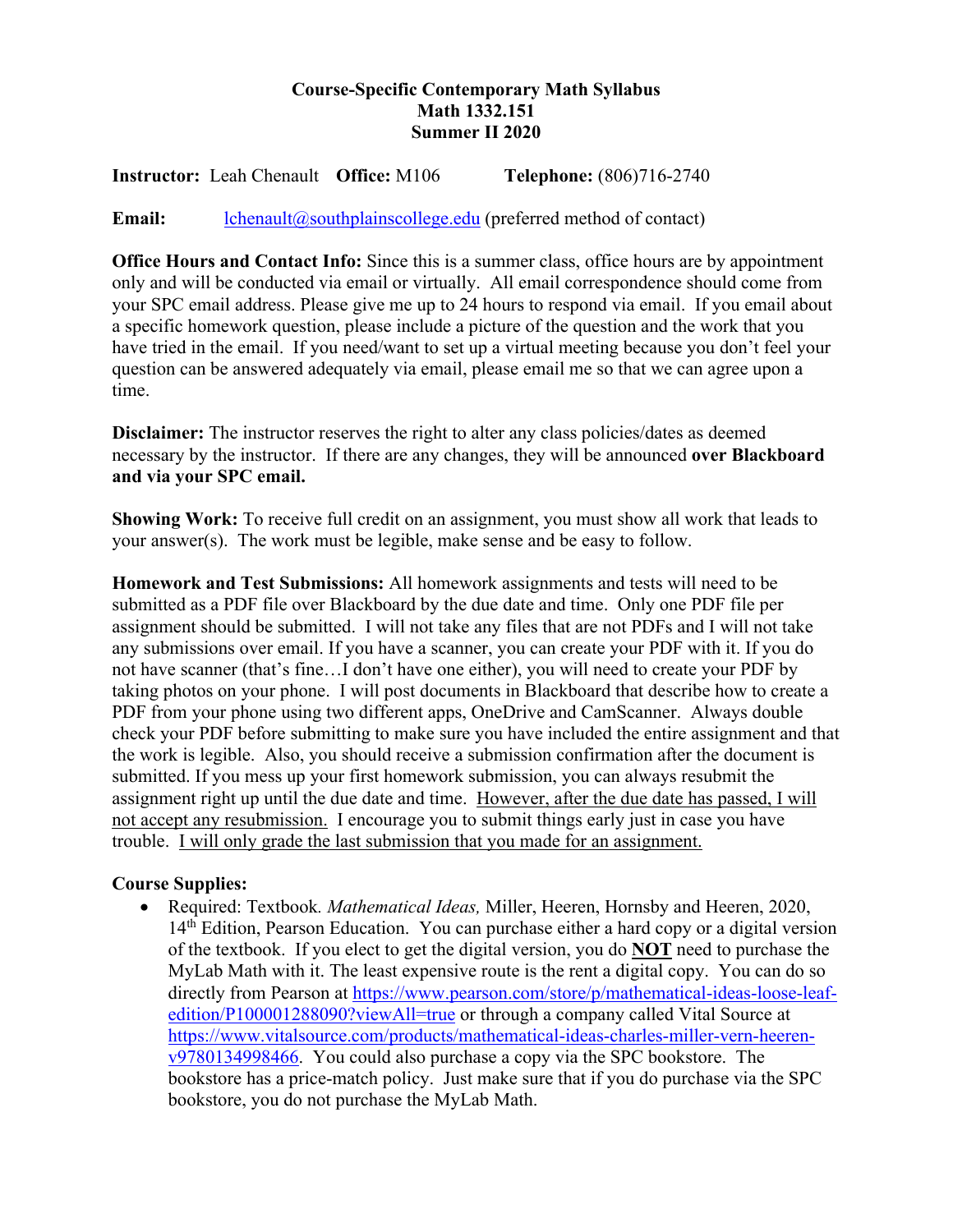# Course-Specific Contemporary Math Syllabus
## Math 1332.151
## Summer II 2020

**Instructor:** Leah Chenault **Office:** M106 **Telephone:** (806)716-2740

**Email:** lchenault@southplainscollege.edu (preferred method of contact)

**Office Hours and Contact Info:** Since this is a summer class, office hours are by appointment only and will be conducted via email or virtually. All email correspondence should come from your SPC email address. Please give me up to 24 hours to respond via email. If you email about a specific homework question, please include a picture of the question and the work that you have tried in the email. If you need/want to set up a virtual meeting because you don't feel your question can be answered adequately via email, please email me so that we can agree upon a time.

**Disclaimer:** The instructor reserves the right to alter any class policies/dates as deemed necessary by the instructor. If there are any changes, they will be announced **over Blackboard and via your SPC email.**

**Showing Work:** To receive full credit on an assignment, you must show all work that leads to your answer(s). The work must be legible, make sense and be easy to follow.

**Homework and Test Submissions:** All homework assignments and tests will need to be submitted as a PDF file over Blackboard by the due date and time. Only one PDF file per assignment should be submitted. I will not take any files that are not PDFs and I will not take any submissions over email. If you have a scanner, you can create your PDF with it. If you do not have scanner (that's fine…I don't have one either), you will need to create your PDF by taking photos on your phone. I will post documents in Blackboard that describe how to create a PDF from your phone using two different apps, OneDrive and CamScanner. Always double check your PDF before submitting to make sure you have included the entire assignment and that the work is legible. Also, you should receive a submission confirmation after the document is submitted. If you mess up your first homework submission, you can always resubmit the assignment right up until the due date and time. <u>However, after the due date has passed, I will not accept any resubmission.</u> I encourage you to submit things early just in case you have trouble. <u>I will only grade the last submission that you made for an assignment.</u>

**Course Supplies:**

- Required: Textbook. *Mathematical Ideas,* Miller, Heeren, Hornsby and Heeren, 2020, 14th Edition, Pearson Education. You can purchase either a hard copy or a digital version of the textbook. If you elect to get the digital version, you do **NOT** need to purchase the MyLab Math with it. The least expensive route is the rent a digital copy. You can do so directly from Pearson at https://www.pearson.com/store/p/mathematical-ideas-loose-leaf-edition/P100001288090?viewAll=true or through a company called Vital Source at https://www.vitalsource.com/products/mathematical-ideas-charles-miller-vern-heeren-v9780134998466. You could also purchase a copy via the SPC bookstore. The bookstore has a price-match policy. Just make sure that if you do purchase via the SPC bookstore, you do not purchase the MyLab Math.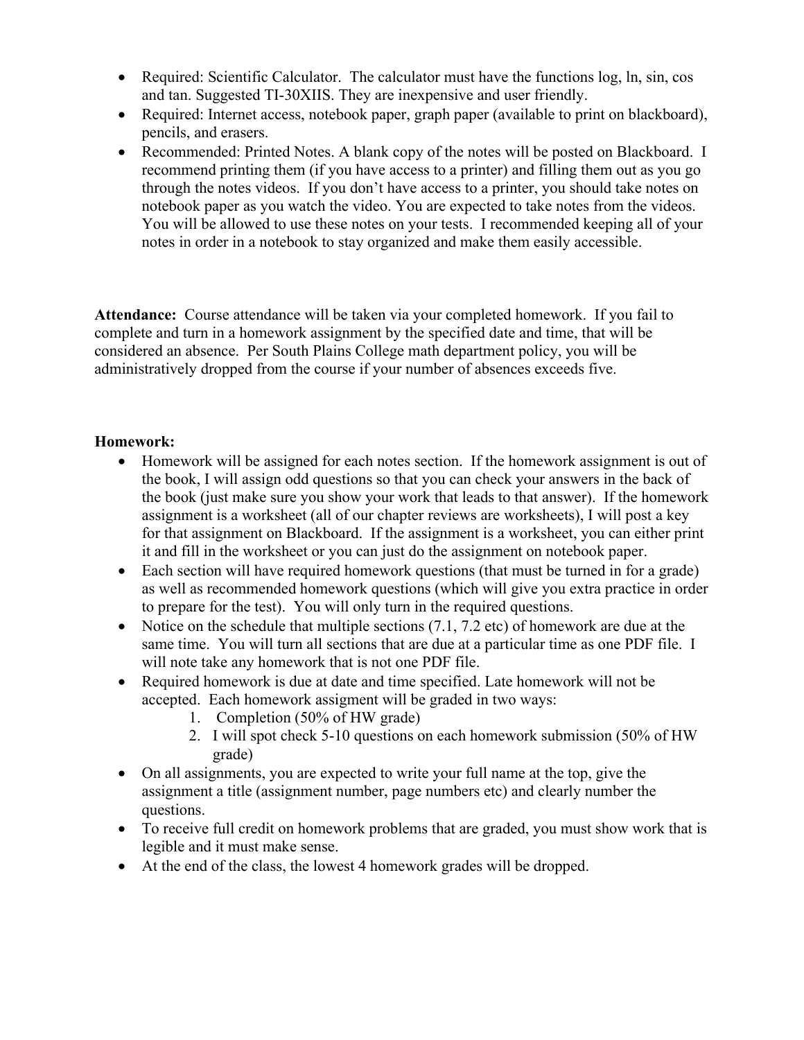- Required: Scientific Calculator. The calculator must have the functions log, ln, sin, cos and tan. Suggested TI-30XIIS. They are inexpensive and user friendly.
- Required: Internet access, notebook paper, graph paper (available to print on blackboard), pencils, and erasers.
- Recommended: Printed Notes. A blank copy of the notes will be posted on Blackboard. I recommend printing them (if you have access to a printer) and filling them out as you go through the notes videos. If you don't have access to a printer, you should take notes on notebook paper as you watch the video. You are expected to take notes from the videos. You will be allowed to use these notes on your tests. I recommended keeping all of your notes in order in a notebook to stay organized and make them easily accessible.

**Attendance:** Course attendance will be taken via your completed homework. If you fail to complete and turn in a homework assignment by the specified date and time, that will be considered an absence. Per South Plains College math department policy, you will be administratively dropped from the course if your number of absences exceeds five.

**Homework:**

- Homework will be assigned for each notes section. If the homework assignment is out of the book, I will assign odd questions so that you can check your answers in the back of the book (just make sure you show your work that leads to that answer). If the homework assignment is a worksheet (all of our chapter reviews are worksheets), I will post a key for that assignment on Blackboard. If the assignment is a worksheet, you can either print it and fill in the worksheet or you can just do the assignment on notebook paper.
- Each section will have required homework questions (that must be turned in for a grade) as well as recommended homework questions (which will give you extra practice in order to prepare for the test). You will only turn in the required questions.
- Notice on the schedule that multiple sections (7.1, 7.2 etc) of homework are due at the same time. You will turn all sections that are due at a particular time as one PDF file. I will note take any homework that is not one PDF file.
- Required homework is due at date and time specified. Late homework will not be accepted. Each homework assigment will be graded in two ways:
  1. Completion (50% of HW grade)
  2. I will spot check 5-10 questions on each homework submission (50% of HW grade)
- On all assignments, you are expected to write your full name at the top, give the assignment a title (assignment number, page numbers etc) and clearly number the questions.
- To receive full credit on homework problems that are graded, you must show work that is legible and it must make sense.
- At the end of the class, the lowest 4 homework grades will be dropped.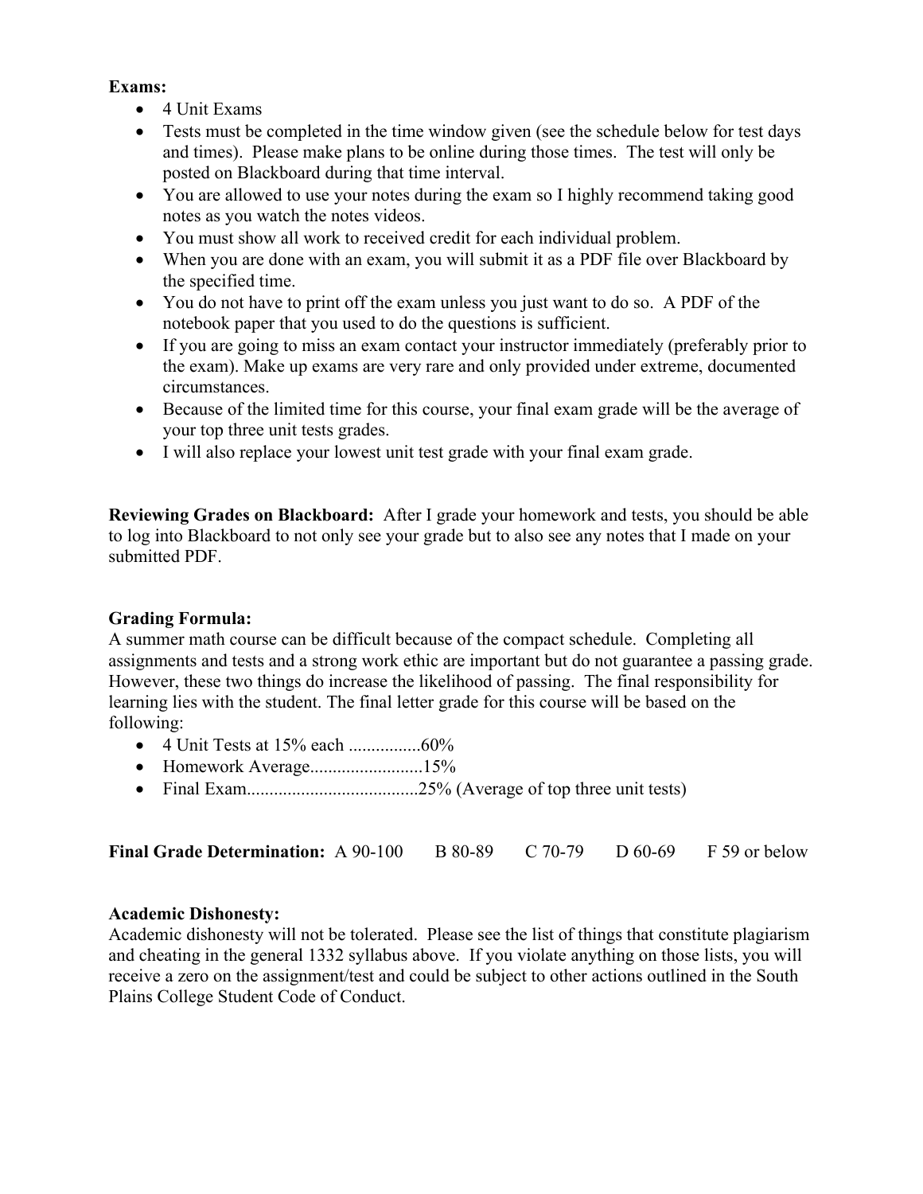**Exams:**

- 4 Unit Exams
- Tests must be completed in the time window given (see the schedule below for test days and times). Please make plans to be online during those times. The test will only be posted on Blackboard during that time interval.
- You are allowed to use your notes during the exam so I highly recommend taking good notes as you watch the notes videos.
- You must show all work to received credit for each individual problem.
- When you are done with an exam, you will submit it as a PDF file over Blackboard by the specified time.
- You do not have to print off the exam unless you just want to do so. A PDF of the notebook paper that you used to do the questions is sufficient.
- If you are going to miss an exam contact your instructor immediately (preferably prior to the exam). Make up exams are very rare and only provided under extreme, documented circumstances.
- Because of the limited time for this course, your final exam grade will be the average of your top three unit tests grades.
- I will also replace your lowest unit test grade with your final exam grade.

**Reviewing Grades on Blackboard:** After I grade your homework and tests, you should be able to log into Blackboard to not only see your grade but to also see any notes that I made on your submitted PDF.

**Grading Formula:**
A summer math course can be difficult because of the compact schedule. Completing all assignments and tests and a strong work ethic are important but do not guarantee a passing grade. However, these two things do increase the likelihood of passing. The final responsibility for learning lies with the student. The final letter grade for this course will be based on the following:

- 4 Unit Tests at 15% each ................60%
- Homework Average.........................15%
- Final Exam......................................25% (Average of top three unit tests)

**Final Grade Determination:** A 90-100 B 80-89 C 70-79 D 60-69 F 59 or below

**Academic Dishonesty:**
Academic dishonesty will not be tolerated. Please see the list of things that constitute plagiarism and cheating in the general 1332 syllabus above. If you violate anything on those lists, you will receive a zero on the assignment/test and could be subject to other actions outlined in the South Plains College Student Code of Conduct.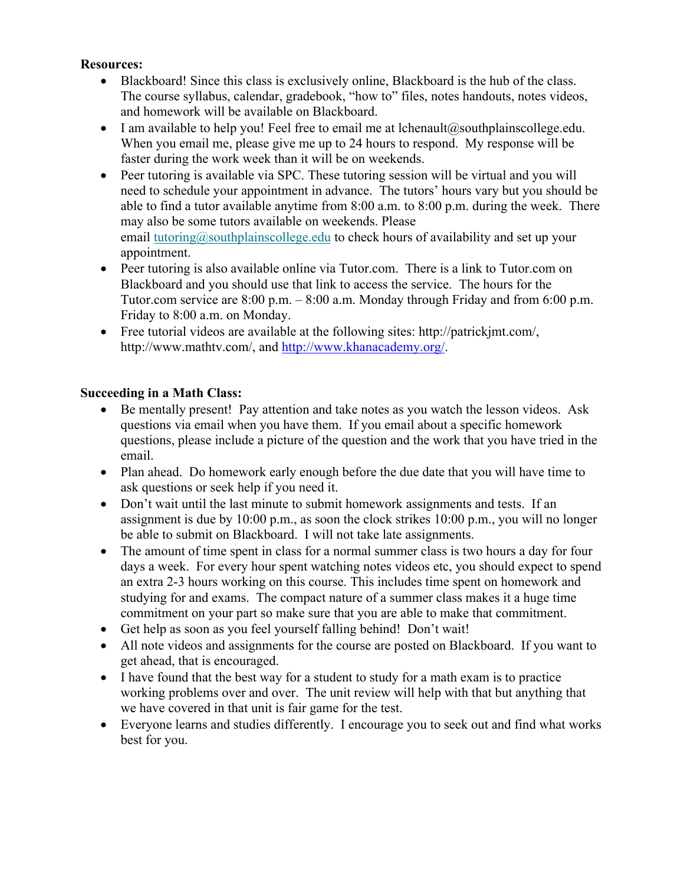**Resources:**

- Blackboard! Since this class is exclusively online, Blackboard is the hub of the class. The course syllabus, calendar, gradebook, "how to" files, notes handouts, notes videos, and homework will be available on Blackboard.
- I am available to help you! Feel free to email me at lchenault@southplainscollege.edu. When you email me, please give me up to 24 hours to respond. My response will be faster during the work week than it will be on weekends.
- Peer tutoring is available via SPC. These tutoring session will be virtual and you will need to schedule your appointment in advance. The tutors' hours vary but you should be able to find a tutor available anytime from 8:00 a.m. to 8:00 p.m. during the week. There may also be some tutors available on weekends. Please email tutoring@southplainscollege.edu to check hours of availability and set up your appointment.
- Peer tutoring is also available online via Tutor.com. There is a link to Tutor.com on Blackboard and you should use that link to access the service. The hours for the Tutor.com service are 8:00 p.m. – 8:00 a.m. Monday through Friday and from 6:00 p.m. Friday to 8:00 a.m. on Monday.
- Free tutorial videos are available at the following sites: http://patrickjmt.com/, http://www.mathtv.com/, and http://www.khanacademy.org/.

**Succeeding in a Math Class:**

- Be mentally present! Pay attention and take notes as you watch the lesson videos. Ask questions via email when you have them. If you email about a specific homework questions, please include a picture of the question and the work that you have tried in the email.
- Plan ahead. Do homework early enough before the due date that you will have time to ask questions or seek help if you need it.
- Don't wait until the last minute to submit homework assignments and tests. If an assignment is due by 10:00 p.m., as soon the clock strikes 10:00 p.m., you will no longer be able to submit on Blackboard. I will not take late assignments.
- The amount of time spent in class for a normal summer class is two hours a day for four days a week. For every hour spent watching notes videos etc, you should expect to spend an extra 2-3 hours working on this course. This includes time spent on homework and studying for and exams. The compact nature of a summer class makes it a huge time commitment on your part so make sure that you are able to make that commitment.
- Get help as soon as you feel yourself falling behind! Don't wait!
- All note videos and assignments for the course are posted on Blackboard. If you want to get ahead, that is encouraged.
- I have found that the best way for a student to study for a math exam is to practice working problems over and over. The unit review will help with that but anything that we have covered in that unit is fair game for the test.
- Everyone learns and studies differently. I encourage you to seek out and find what works best for you.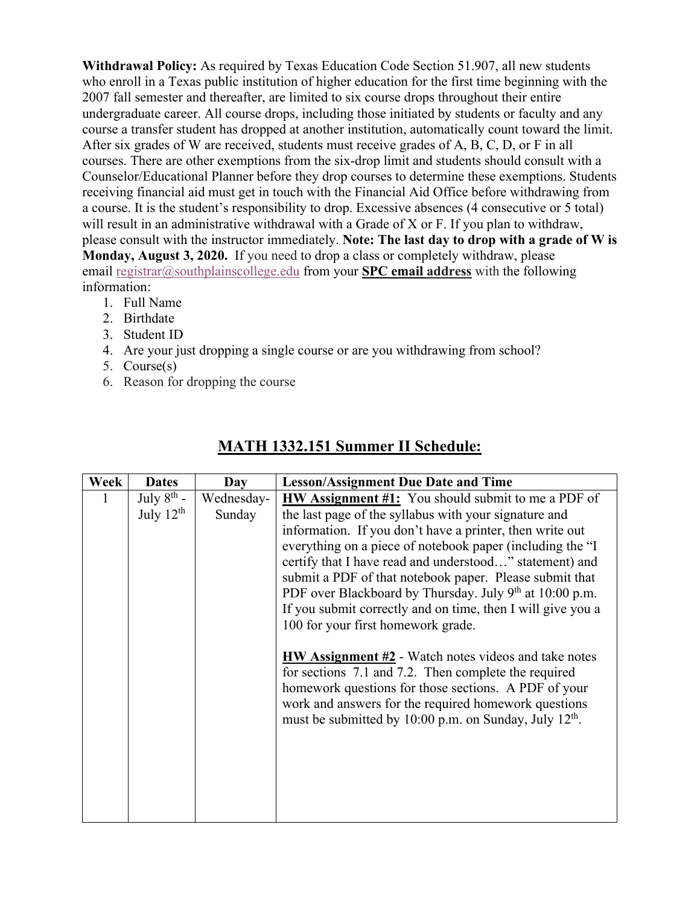**Withdrawal Policy:** As required by Texas Education Code Section 51.907, all new students who enroll in a Texas public institution of higher education for the first time beginning with the 2007 fall semester and thereafter, are limited to six course drops throughout their entire undergraduate career. All course drops, including those initiated by students or faculty and any course a transfer student has dropped at another institution, automatically count toward the limit. After six grades of W are received, students must receive grades of A, B, C, D, or F in all courses. There are other exemptions from the six-drop limit and students should consult with a Counselor/Educational Planner before they drop courses to determine these exemptions. Students receiving financial aid must get in touch with the Financial Aid Office before withdrawing from a course. It is the student's responsibility to drop. Excessive absences (4 consecutive or 5 total) will result in an administrative withdrawal with a Grade of X or F. If you plan to withdraw, please consult with the instructor immediately. **Note: The last day to drop with a grade of W is Monday, August 3, 2020.** If you need to drop a class or completely withdraw, please email registrar@southplainscollege.edu from your **SPC email address** with the following information:

1. Full Name
2. Birthdate
3. Student ID
4. Are your just dropping a single course or are you withdrawing from school?
5. Course(s)
6. Reason for dropping the course

## MATH 1332.151 Summer II Schedule:

| Week | Dates | Day | Lesson/Assignment Due Date and Time |
|---|---|---|---|
| 1 | July 8th - July 12th | Wednesday-Sunday | **HW Assignment #1:** You should submit to me a PDF of the last page of the syllabus with your signature and information. If you don't have a printer, then write out everything on a piece of notebook paper (including the "I certify that I have read and understood…" statement) and submit a PDF of that notebook paper. Please submit that PDF over Blackboard by Thursday. July 9th at 10:00 p.m. If you submit correctly and on time, then I will give you a 100 for your first homework grade.<br><br>**HW Assignment #2** - Watch notes videos and take notes for sections 7.1 and 7.2. Then complete the required homework questions for those sections. A PDF of your work and answers for the required homework questions must be submitted by 10:00 p.m. on Sunday, July 12th. |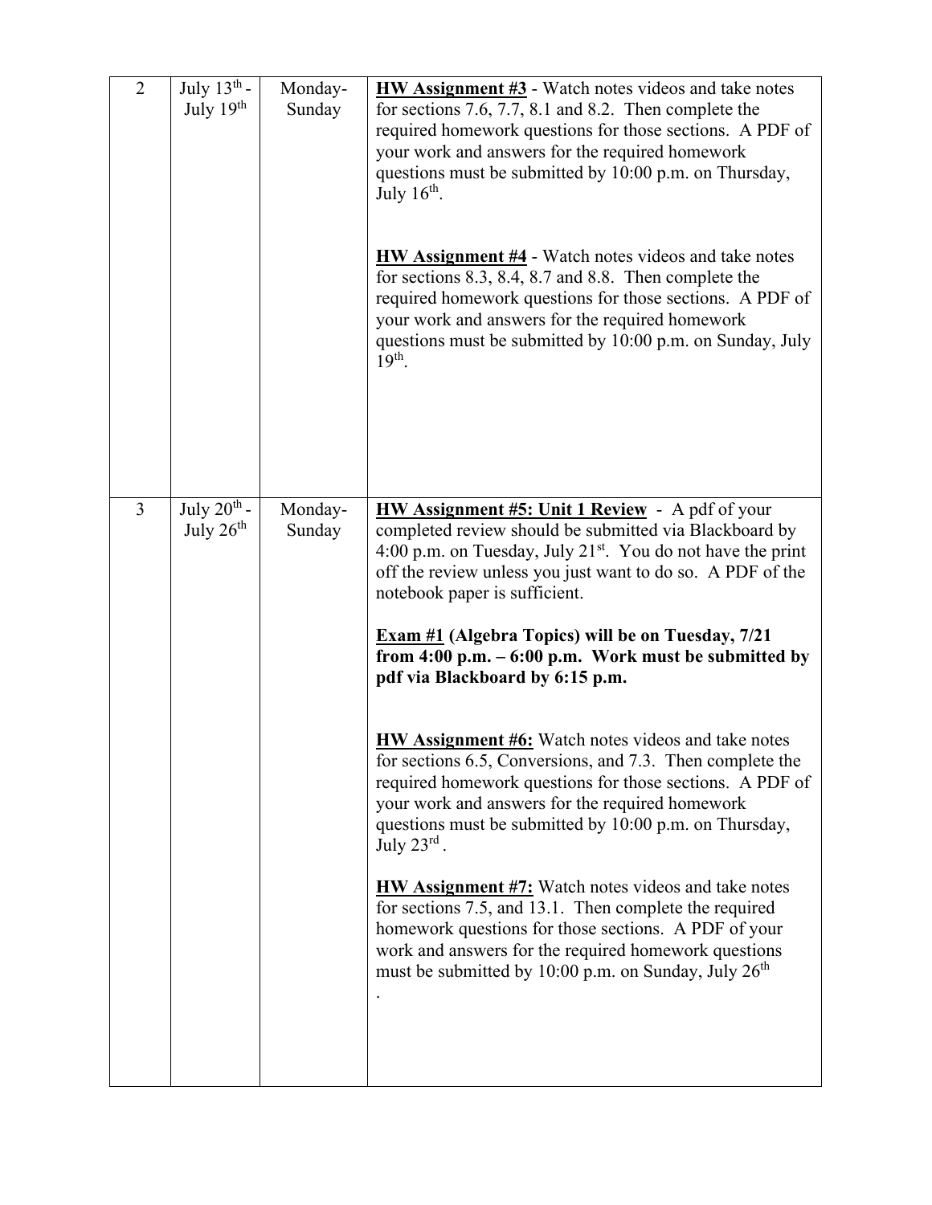| | | | |
|---|---|---|---|
| 2 | July 13th - July 19th | Monday-Sunday | **<u>HW Assignment #3</u>** - Watch notes videos and take notes for sections 7.6, 7.7, 8.1 and 8.2. Then complete the required homework questions for those sections. A PDF of your work and answers for the required homework questions must be submitted by 10:00 p.m. on Thursday, July 16th.<br><br>**<u>HW Assignment #4</u>** - Watch notes videos and take notes for sections 8.3, 8.4, 8.7 and 8.8. Then complete the required homework questions for those sections. A PDF of your work and answers for the required homework questions must be submitted by 10:00 p.m. on Sunday, July 19th. |
| 3 | July 20th - July 26th | Monday-Sunday | **<u>HW Assignment #5: Unit 1 Review</u>** - A pdf of your completed review should be submitted via Blackboard by 4:00 p.m. on Tuesday, July 21st. You do not have the print off the review unless you just want to do so. A PDF of the notebook paper is sufficient.<br><br>**<u>Exam #1</u> (Algebra Topics) will be on Tuesday, 7/21 from 4:00 p.m. – 6:00 p.m. Work must be submitted by pdf via Blackboard by 6:15 p.m.**<br><br>**<u>HW Assignment #6:</u>** Watch notes videos and take notes for sections 6.5, Conversions, and 7.3. Then complete the required homework questions for those sections. A PDF of your work and answers for the required homework questions must be submitted by 10:00 p.m. on Thursday, July 23rd .<br><br>**<u>HW Assignment #7:</u>** Watch notes videos and take notes for sections 7.5, and 13.1. Then complete the required homework questions for those sections. A PDF of your work and answers for the required homework questions must be submitted by 10:00 p.m. on Sunday, July 26th<br>. |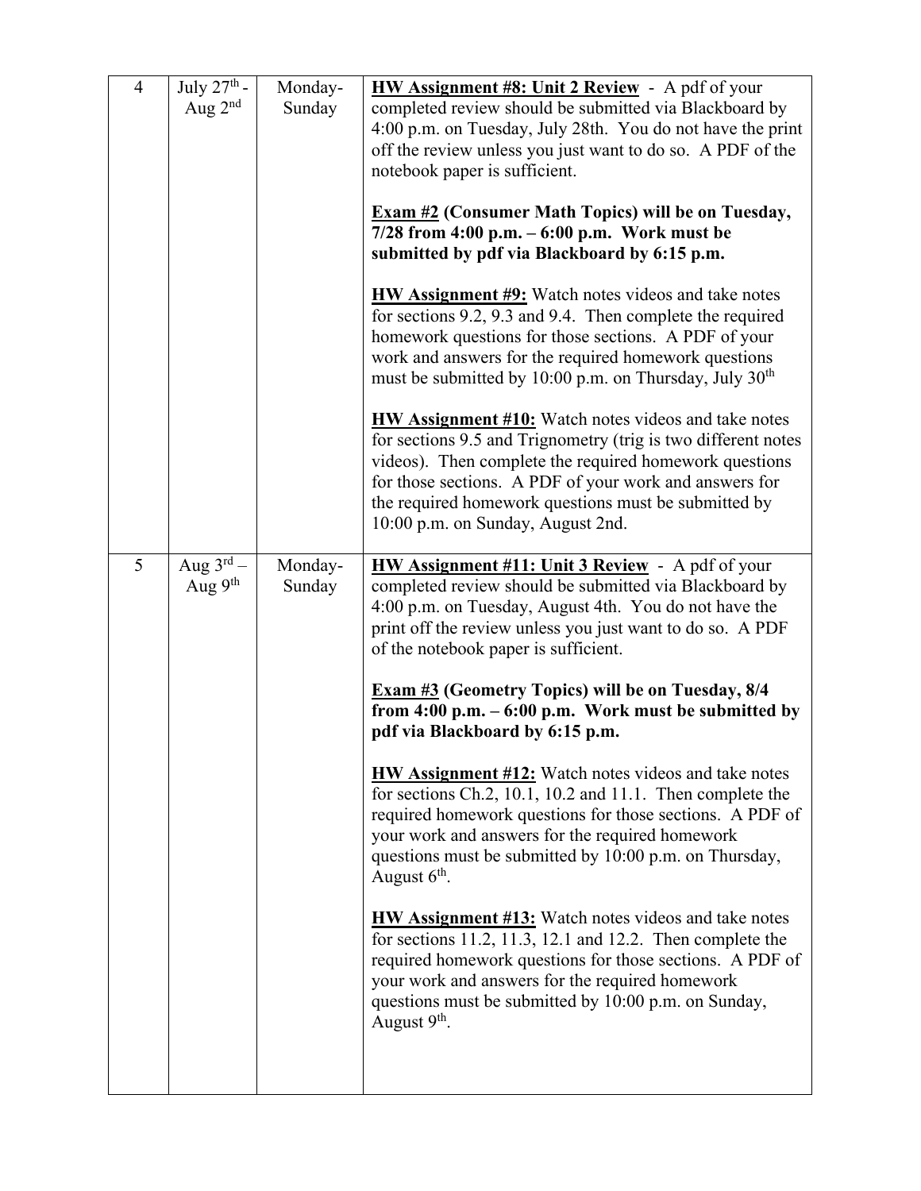| | | | |
|---|---|---|---|
| 4 | July 27th - Aug 2nd | Monday-Sunday | **<u>HW Assignment #8: Unit 2 Review</u>** - A pdf of your completed review should be submitted via Blackboard by 4:00 p.m. on Tuesday, July 28th. You do not have the print off the review unless you just want to do so. A PDF of the notebook paper is sufficient.<br><br>**<u>Exam #2</u> (Consumer Math Topics) will be on Tuesday, 7/28 from 4:00 p.m. – 6:00 p.m. Work must be submitted by pdf via Blackboard by 6:15 p.m.**<br><br>**<u>HW Assignment #9:</u>** Watch notes videos and take notes for sections 9.2, 9.3 and 9.4. Then complete the required homework questions for those sections. A PDF of your work and answers for the required homework questions must be submitted by 10:00 p.m. on Thursday, July 30th<br><br>**<u>HW Assignment #10:</u>** Watch notes videos and take notes for sections 9.5 and Trignometry (trig is two different notes videos). Then complete the required homework questions for those sections. A PDF of your work and answers for the required homework questions must be submitted by 10:00 p.m. on Sunday, August 2nd. |
| 5 | Aug 3rd – Aug 9th | Monday-Sunday | **<u>HW Assignment #11: Unit 3 Review</u>** - A pdf of your completed review should be submitted via Blackboard by 4:00 p.m. on Tuesday, August 4th. You do not have the print off the review unless you just want to do so. A PDF of the notebook paper is sufficient.<br><br>**<u>Exam #3</u> (Geometry Topics) will be on Tuesday, 8/4 from 4:00 p.m. – 6:00 p.m. Work must be submitted by pdf via Blackboard by 6:15 p.m.**<br><br>**<u>HW Assignment #12:</u>** Watch notes videos and take notes for sections Ch.2, 10.1, 10.2 and 11.1. Then complete the required homework questions for those sections. A PDF of your work and answers for the required homework questions must be submitted by 10:00 p.m. on Thursday, August 6th.<br><br>**<u>HW Assignment #13:</u>** Watch notes videos and take notes for sections 11.2, 11.3, 12.1 and 12.2. Then complete the required homework questions for those sections. A PDF of your work and answers for the required homework questions must be submitted by 10:00 p.m. on Sunday, August 9th. |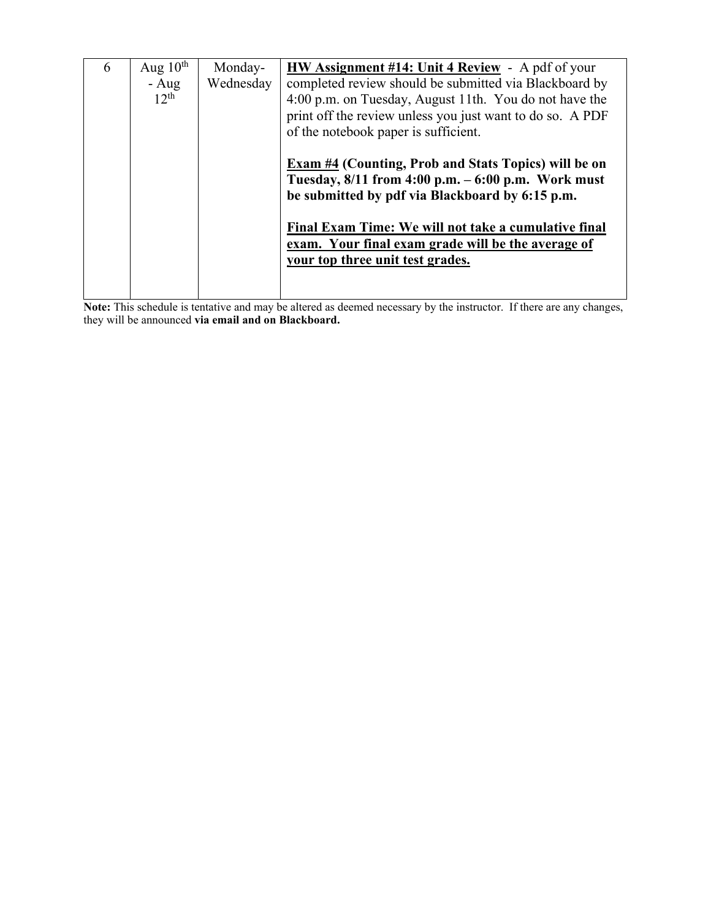| 6 | Aug 10th - Aug 12th | Monday-Wednesday | **<u>HW Assignment #14: Unit 4 Review</u>** - A pdf of your completed review should be submitted via Blackboard by 4:00 p.m. on Tuesday, August 11th. You do not have the print off the review unless you just want to do so. A PDF of the notebook paper is sufficient.<br><br>**<u>Exam #4</u> (Counting, Prob and Stats Topics) will be on Tuesday, 8/11 from 4:00 p.m. – 6:00 p.m. Work must be submitted by pdf via Blackboard by 6:15 p.m.**<br><br>**<u>Final Exam Time: We will not take a cumulative final exam. Your final exam grade will be the average of your top three unit test grades.</u>** |
|---|---|---|---|

**Note:** This schedule is tentative and may be altered as deemed necessary by the instructor. If there are any changes, they will be announced **via email and on Blackboard.**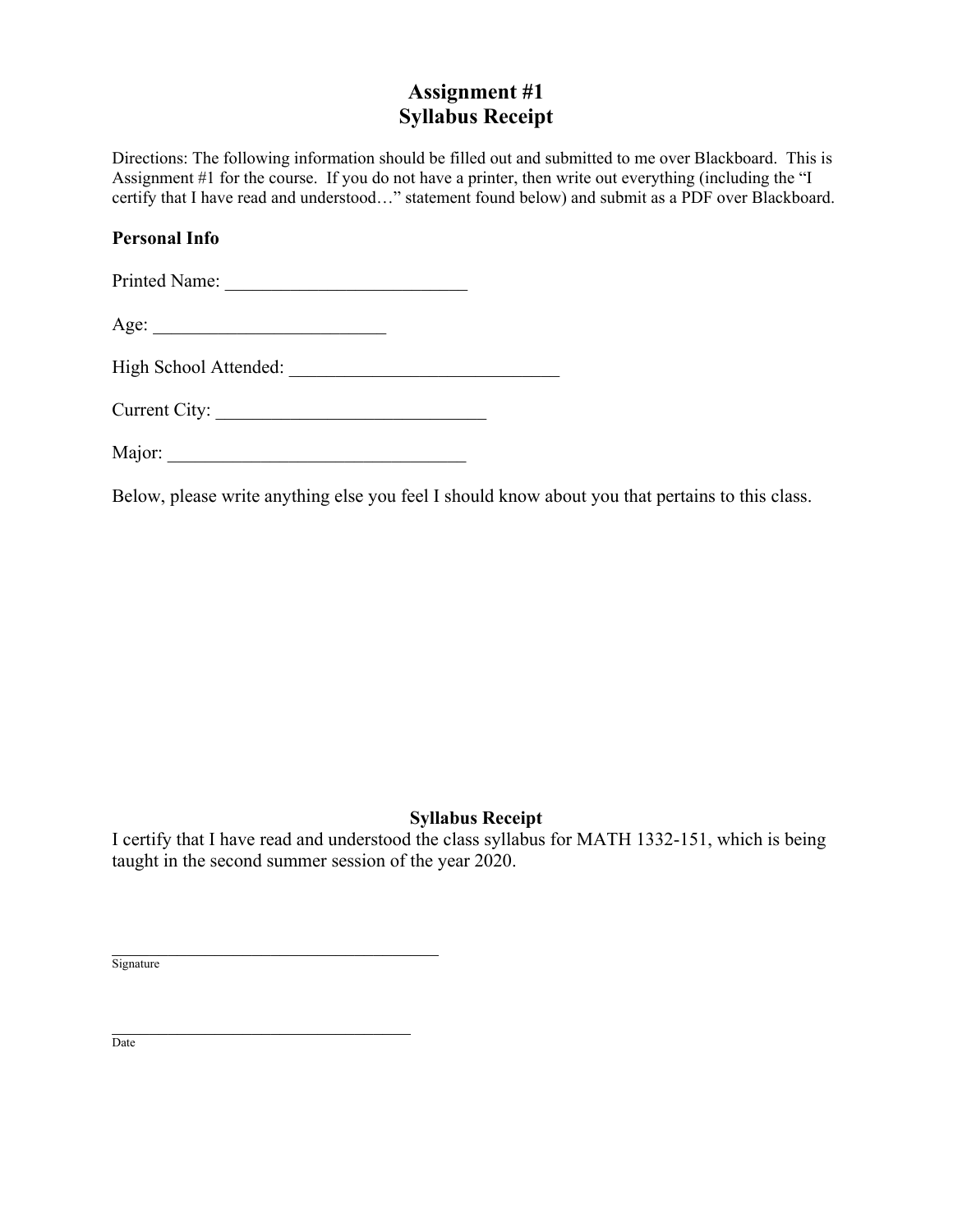# Assignment #1
# Syllabus Receipt

Directions: The following information should be filled out and submitted to me over Blackboard. This is Assignment #1 for the course. If you do not have a printer, then write out everything (including the "I certify that I have read and understood…" statement found below) and submit as a PDF over Blackboard.

**Personal Info**

Printed Name: __________________________

Age: _________________________

High School Attended: _____________________________

Current City: _____________________________

Major: ________________________________

Below, please write anything else you feel I should know about you that pertains to this class.

**Syllabus Receipt**

I certify that I have read and understood the class syllabus for MATH 1332-151, which is being taught in the second summer session of the year 2020.

_______________________________________
Signature

____________________________________
Date